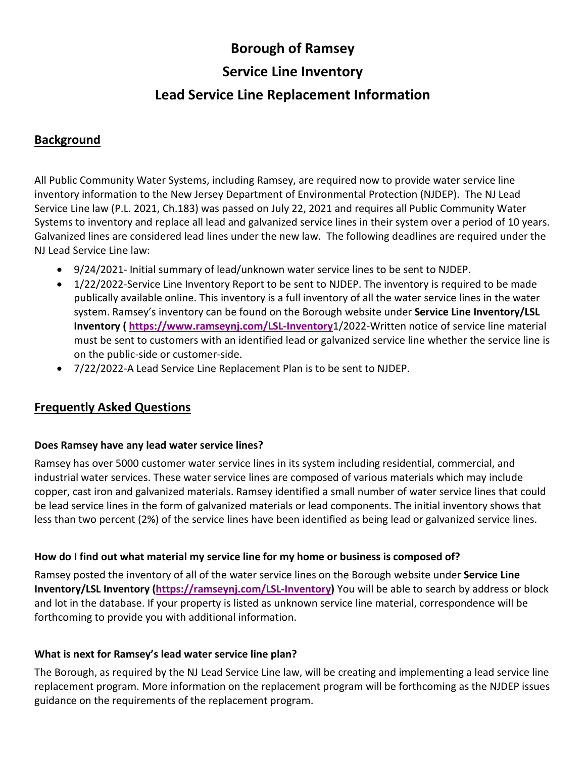# Borough of Ramsey

# Service Line Inventory

# Lead Service Line Replacement Information

## Background

All Public Community Water Systems, including Ramsey, are required now to provide water service line inventory information to the New Jersey Department of Environmental Protection (NJDEP). The NJ Lead Service Line law (P.L. 2021, Ch.183) was passed on July 22, 2021 and requires all Public Community Water Systems to inventory and replace all lead and galvanized service lines in their system over a period of 10 years. Galvanized lines are considered lead lines under the new law. The following deadlines are required under the NJ Lead Service Line law:

- 9/24/2021- Initial summary of lead/unknown water service lines to be sent to NJDEP.
- 1/22/2022-Service Line Inventory Report to be sent to NJDEP. The inventory is required to be made publically available online. This inventory is a full inventory of all the water service lines in the water system. Ramsey's inventory can be found on the Borough website under **Service Line Inventory/LSL Inventory ( https://www.ramseynj.com/LSL-Inventory**1/2022-Written notice of service line material must be sent to customers with an identified lead or galvanized service line whether the service line is on the public-side or customer-side.
- 7/22/2022-A Lead Service Line Replacement Plan is to be sent to NJDEP.

## Frequently Asked Questions

**Does Ramsey have any lead water service lines?**

Ramsey has over 5000 customer water service lines in its system including residential, commercial, and industrial water services. These water service lines are composed of various materials which may include copper, cast iron and galvanized materials. Ramsey identified a small number of water service lines that could be lead service lines in the form of galvanized materials or lead components. The initial inventory shows that less than two percent (2%) of the service lines have been identified as being lead or galvanized service lines.

**How do I find out what material my service line for my home or business is composed of?**

Ramsey posted the inventory of all of the water service lines on the Borough website under **Service Line Inventory/LSL Inventory (https://ramseynj.com/LSL-Inventory)** You will be able to search by address or block and lot in the database. If your property is listed as unknown service line material, correspondence will be forthcoming to provide you with additional information.

**What is next for Ramsey's lead water service line plan?**

The Borough, as required by the NJ Lead Service Line law, will be creating and implementing a lead service line replacement program. More information on the replacement program will be forthcoming as the NJDEP issues guidance on the requirements of the replacement program.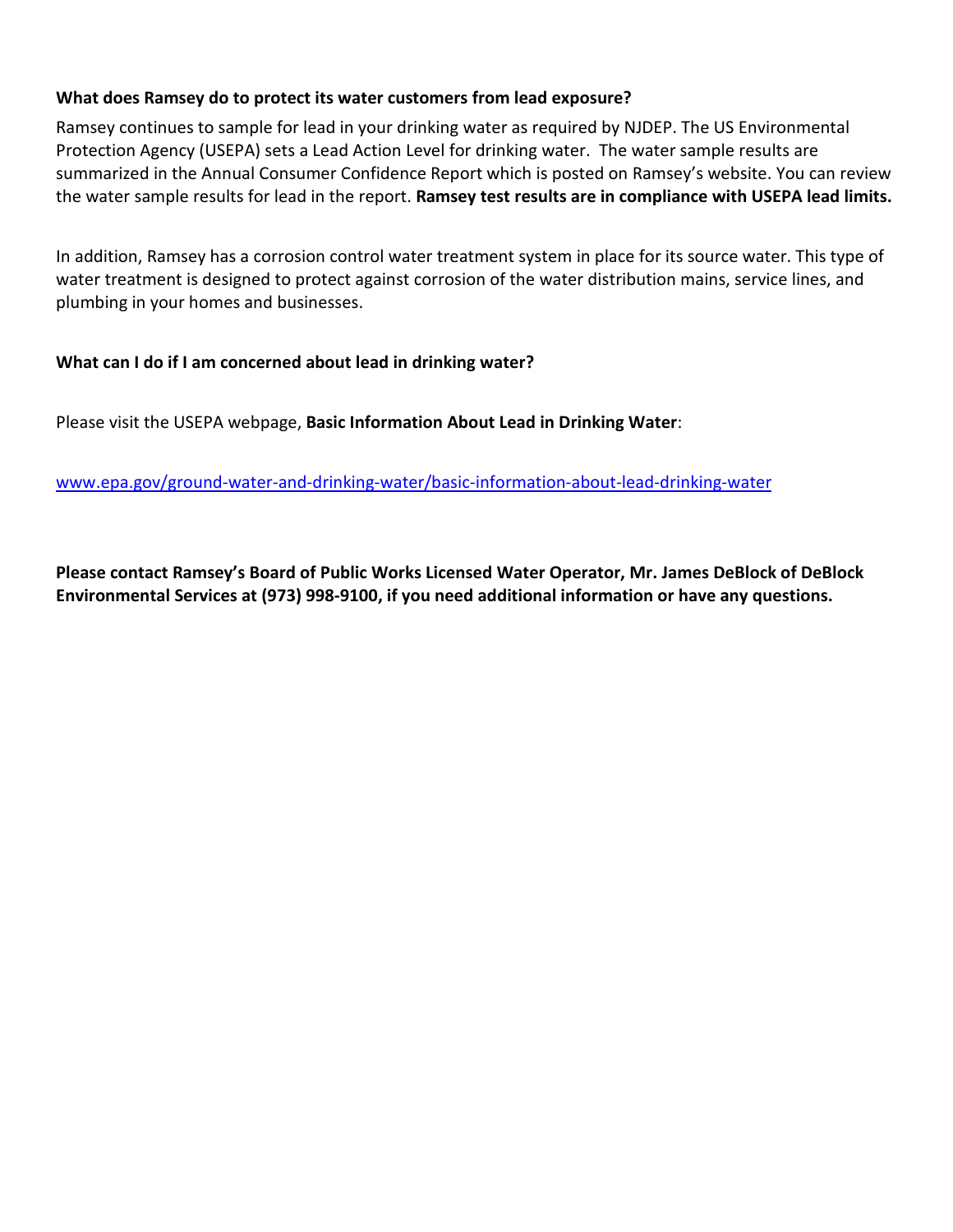**What does Ramsey do to protect its water customers from lead exposure?**

Ramsey continues to sample for lead in your drinking water as required by NJDEP. The US Environmental Protection Agency (USEPA) sets a Lead Action Level for drinking water. The water sample results are summarized in the Annual Consumer Confidence Report which is posted on Ramsey's website. You can review the water sample results for lead in the report. **Ramsey test results are in compliance with USEPA lead limits.**

In addition, Ramsey has a corrosion control water treatment system in place for its source water. This type of water treatment is designed to protect against corrosion of the water distribution mains, service lines, and plumbing in your homes and businesses.

**What can I do if I am concerned about lead in drinking water?**

Please visit the USEPA webpage, **Basic Information About Lead in Drinking Water**:

[www.epa.gov/ground-water-and-drinking-water/basic-information-about-lead-drinking-water](http://www.epa.gov/ground-water-and-drinking-water/basic-information-about-lead-drinking-water)

**Please contact Ramsey's Board of Public Works Licensed Water Operator, Mr. James DeBlock of DeBlock Environmental Services at (973) 998-9100, if you need additional information or have any questions.**